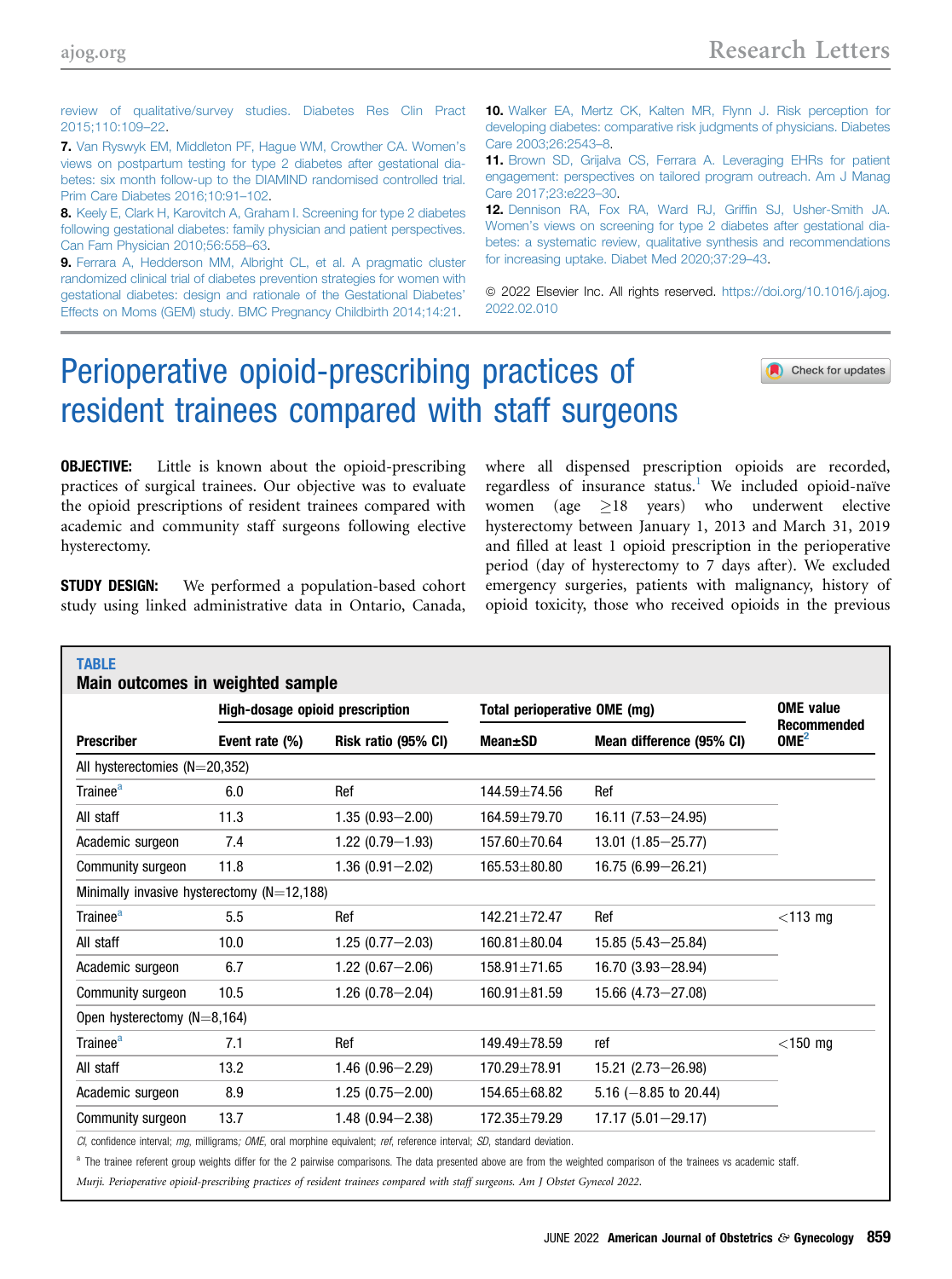review of qualitative/survey studies. Diabetes Res Clin Pract 2015;110:109–22.

7. Van Ryswyk EM, Middleton PF, Hague WM, Crowther CA. Women's views on postpartum testing for type 2 diabetes after gestational diabetes: six month follow-up to the DIAMIND randomised controlled trial. Prim Care Diabetes 2016;10:91–102.

8. Keely E, Clark H, Karovitch A, Graham I. Screening for type 2 diabetes following gestational diabetes: family physician and patient perspectives. Can Fam Physician 2010;56:558–63.

9. Ferrara A, Hedderson MM, Albright CL, et al. A pragmatic cluster randomized clinical trial of diabetes prevention strategies for women with gestational diabetes: design and rationale of the Gestational Diabetes' Effects on Moms (GEM) study. BMC Pregnancy Childbirth 2014;14:21.

10. Walker EA, Mertz CK, Kalten MR, Flynn J. Risk perception for developing diabetes: comparative risk judgments of physicians. Diabetes Care 2003;26:2543–8.

11. Brown SD, Grijalva CS, Ferrara A. Leveraging EHRs for patient engagement: perspectives on tailored program outreach. Am J Manag Care 2017;23:e223–30.

12. Dennison RA, Fox RA, Ward RJ, Griffin SJ, Usher-Smith JA. Women's views on screening for type 2 diabetes after gestational diabetes: a systematic review, qualitative synthesis and recommendations for increasing uptake. Diabet Med 2020;37:29–43.

© 2022 Elsevier Inc. All rights reserved. https://doi.org/10.1016/j.ajog.2022.02.010

# Perioperative opioid-prescribing practices of resident trainees compared with staff surgeons

**OBJECTIVE:** Little is known about the opioid-prescribing practices of surgical trainees. Our objective was to evaluate the opioid prescriptions of resident trainees compared with academic and community staff surgeons following elective hysterectomy.

**STUDY DESIGN:** We performed a population-based cohort study using linked administrative data in Ontario, Canada, where all dispensed prescription opioids are recorded, regardless of insurance status.[1] We included opioid-naïve women (age ≥18 years) who underwent elective hysterectomy between January 1, 2013 and March 31, 2019 and filled at least 1 opioid prescription in the perioperative period (day of hysterectomy to 7 days after). We excluded emergency surgeries, patients with malignancy, history of opioid toxicity, those who received opioids in the previous

**TABLE**
**Main outcomes in weighted sample**

| Prescriber | High-dosage opioid prescription | | Total perioperative OME (mg) | | OME value Recommended OME[2] |
|---|---|---|---|---|---|
| | Event rate (%) | Risk ratio (95% CI) | Mean±SD | Mean difference (95% CI) | |
| All hysterectomies (N=20,352) | | | | | |
| Trainee[a] | 6.0 | Ref | 144.59±74.56 | Ref | |
| All staff | 11.3 | 1.35 (0.93–2.00) | 164.59±79.70 | 16.11 (7.53–24.95) | |
| Academic surgeon | 7.4 | 1.22 (0.79–1.93) | 157.60±70.64 | 13.01 (1.85–25.77) | |
| Community surgeon | 11.8 | 1.36 (0.91–2.02) | 165.53±80.80 | 16.75 (6.99–26.21) | |
| Minimally invasive hysterectomy (N=12,188) | | | | | |
| Trainee[a] | 5.5 | Ref | 142.21±72.47 | Ref | <113 mg |
| All staff | 10.0 | 1.25 (0.77–2.03) | 160.81±80.04 | 15.85 (5.43–25.84) | |
| Academic surgeon | 6.7 | 1.22 (0.67–2.06) | 158.91±71.65 | 16.70 (3.93–28.94) | |
| Community surgeon | 10.5 | 1.26 (0.78–2.04) | 160.91±81.59 | 15.66 (4.73–27.08) | |
| Open hysterectomy (N=8,164) | | | | | |
| Trainee[a] | 7.1 | Ref | 149.49±78.59 | ref | <150 mg |
| All staff | 13.2 | 1.46 (0.96–2.29) | 170.29±78.91 | 15.21 (2.73–26.98) | |
| Academic surgeon | 8.9 | 1.25 (0.75–2.00) | 154.65±68.82 | 5.16 (−8.85 to 20.44) | |
| Community surgeon | 13.7 | 1.48 (0.94–2.38) | 172.35±79.29 | 17.17 (5.01–29.17) | |

*CI*, confidence interval; *mg*, milligrams; *OME*, oral morphine equivalent; *ref*, reference interval; *SD*, standard deviation.

[a] The trainee referent group weights differ for the 2 pairwise comparisons. The data presented above are from the weighted comparison of the trainees vs academic staff.

*Murji. Perioperative opioid-prescribing practices of resident trainees compared with staff surgeons. Am J Obstet Gynecol 2022.*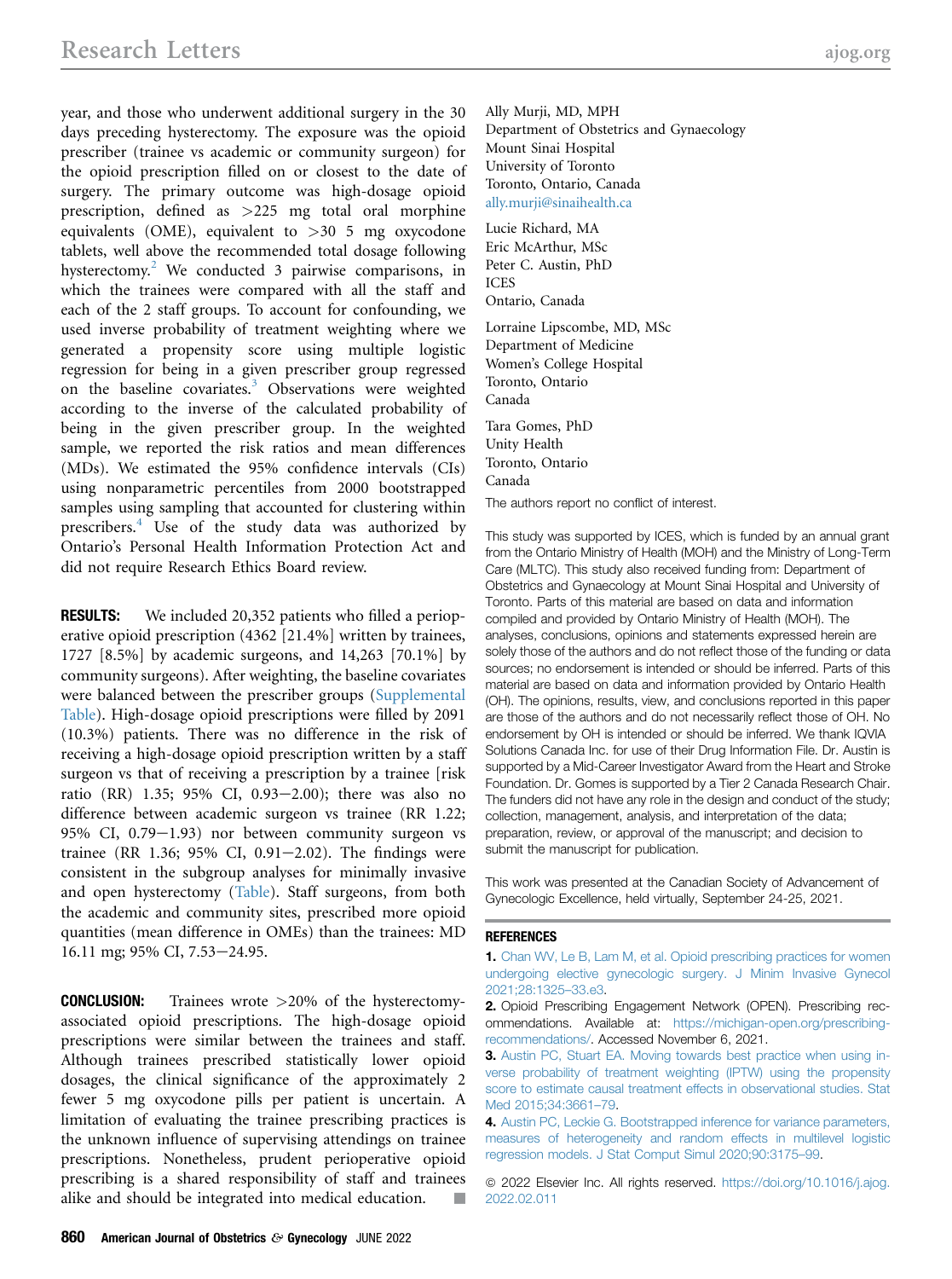year, and those who underwent additional surgery in the 30 days preceding hysterectomy. The exposure was the opioid prescriber (trainee vs academic or community surgeon) for the opioid prescription filled on or closest to the date of surgery. The primary outcome was high-dosage opioid prescription, defined as >225 mg total oral morphine equivalents (OME), equivalent to >30 5 mg oxycodone tablets, well above the recommended total dosage following hysterectomy.[2] We conducted 3 pairwise comparisons, in which the trainees were compared with all the staff and each of the 2 staff groups. To account for confounding, we used inverse probability of treatment weighting where we generated a propensity score using multiple logistic regression for being in a given prescriber group regressed on the baseline covariates.[3] Observations were weighted according to the inverse of the calculated probability of being in the given prescriber group. In the weighted sample, we reported the risk ratios and mean differences (MDs). We estimated the 95% confidence intervals (CIs) using nonparametric percentiles from 2000 bootstrapped samples using sampling that accounted for clustering within prescribers.[4] Use of the study data was authorized by Ontario's Personal Health Information Protection Act and did not require Research Ethics Board review.

**RESULTS:** We included 20,352 patients who filled a perioperative opioid prescription (4362 [21.4%] written by trainees, 1727 [8.5%] by academic surgeons, and 14,263 [70.1%] by community surgeons). After weighting, the baseline covariates were balanced between the prescriber groups (Supplemental Table). High-dosage opioid prescriptions were filled by 2091 (10.3%) patients. There was no difference in the risk of receiving a high-dosage opioid prescription written by a staff surgeon vs that of receiving a prescription by a trainee [risk ratio (RR) 1.35; 95% CI, 0.93−2.00); there was also no difference between academic surgeon vs trainee (RR 1.22; 95% CI, 0.79−1.93) nor between community surgeon vs trainee (RR 1.36; 95% CI, 0.91−2.02). The findings were consistent in the subgroup analyses for minimally invasive and open hysterectomy (Table). Staff surgeons, from both the academic and community sites, prescribed more opioid quantities (mean difference in OMEs) than the trainees: MD 16.11 mg; 95% CI, 7.53−24.95.

**CONCLUSION:** Trainees wrote >20% of the hysterectomy-associated opioid prescriptions. The high-dosage opioid prescriptions were similar between the trainees and staff. Although trainees prescribed statistically lower opioid dosages, the clinical significance of the approximately 2 fewer 5 mg oxycodone pills per patient is uncertain. A limitation of evaluating the trainee prescribing practices is the unknown influence of supervising attendings on trainee prescriptions. Nonetheless, prudent perioperative opioid prescribing is a shared responsibility of staff and trainees alike and should be integrated into medical education. ■

Ally Murji, MD, MPH
Department of Obstetrics and Gynaecology
Mount Sinai Hospital
University of Toronto
Toronto, Ontario, Canada
ally.murji@sinaihealth.ca

Lucie Richard, MA
Eric McArthur, MSc
Peter C. Austin, PhD
ICES
Ontario, Canada

Lorraine Lipscombe, MD, MSc
Department of Medicine
Women's College Hospital
Toronto, Ontario
Canada

Tara Gomes, PhD
Unity Health
Toronto, Ontario
Canada

The authors report no conflict of interest.

This study was supported by ICES, which is funded by an annual grant from the Ontario Ministry of Health (MOH) and the Ministry of Long-Term Care (MLTC). This study also received funding from: Department of Obstetrics and Gynaecology at Mount Sinai Hospital and University of Toronto. Parts of this material are based on data and information compiled and provided by Ontario Ministry of Health (MOH). The analyses, conclusions, opinions and statements expressed herein are solely those of the authors and do not reflect those of the funding or data sources; no endorsement is intended or should be inferred. Parts of this material are based on data and information provided by Ontario Health (OH). The opinions, results, view, and conclusions reported in this paper are those of the authors and do not necessarily reflect those of OH. No endorsement by OH is intended or should be inferred. We thank IQVIA Solutions Canada Inc. for use of their Drug Information File. Dr. Austin is supported by a Mid-Career Investigator Award from the Heart and Stroke Foundation. Dr. Gomes is supported by a Tier 2 Canada Research Chair. The funders did not have any role in the design and conduct of the study; collection, management, analysis, and interpretation of the data; preparation, review, or approval of the manuscript; and decision to submit the manuscript for publication.

This work was presented at the Canadian Society of Advancement of Gynecologic Excellence, held virtually, September 24-25, 2021.

## REFERENCES

1. Chan WV, Le B, Lam M, et al. Opioid prescribing practices for women undergoing elective gynecologic surgery. J Minim Invasive Gynecol 2021;28:1325–33.e3.
2. Opioid Prescribing Engagement Network (OPEN). Prescribing recommendations. Available at: https://michigan-open.org/prescribing-recommendations/. Accessed November 6, 2021.
3. Austin PC, Stuart EA. Moving towards best practice when using inverse probability of treatment weighting (IPTW) using the propensity score to estimate causal treatment effects in observational studies. Stat Med 2015;34:3661–79.
4. Austin PC, Leckie G. Bootstrapped inference for variance parameters, measures of heterogeneity and random effects in multilevel logistic regression models. J Stat Comput Simul 2020;90:3175–99.

© 2022 Elsevier Inc. All rights reserved. https://doi.org/10.1016/j.ajog.2022.02.011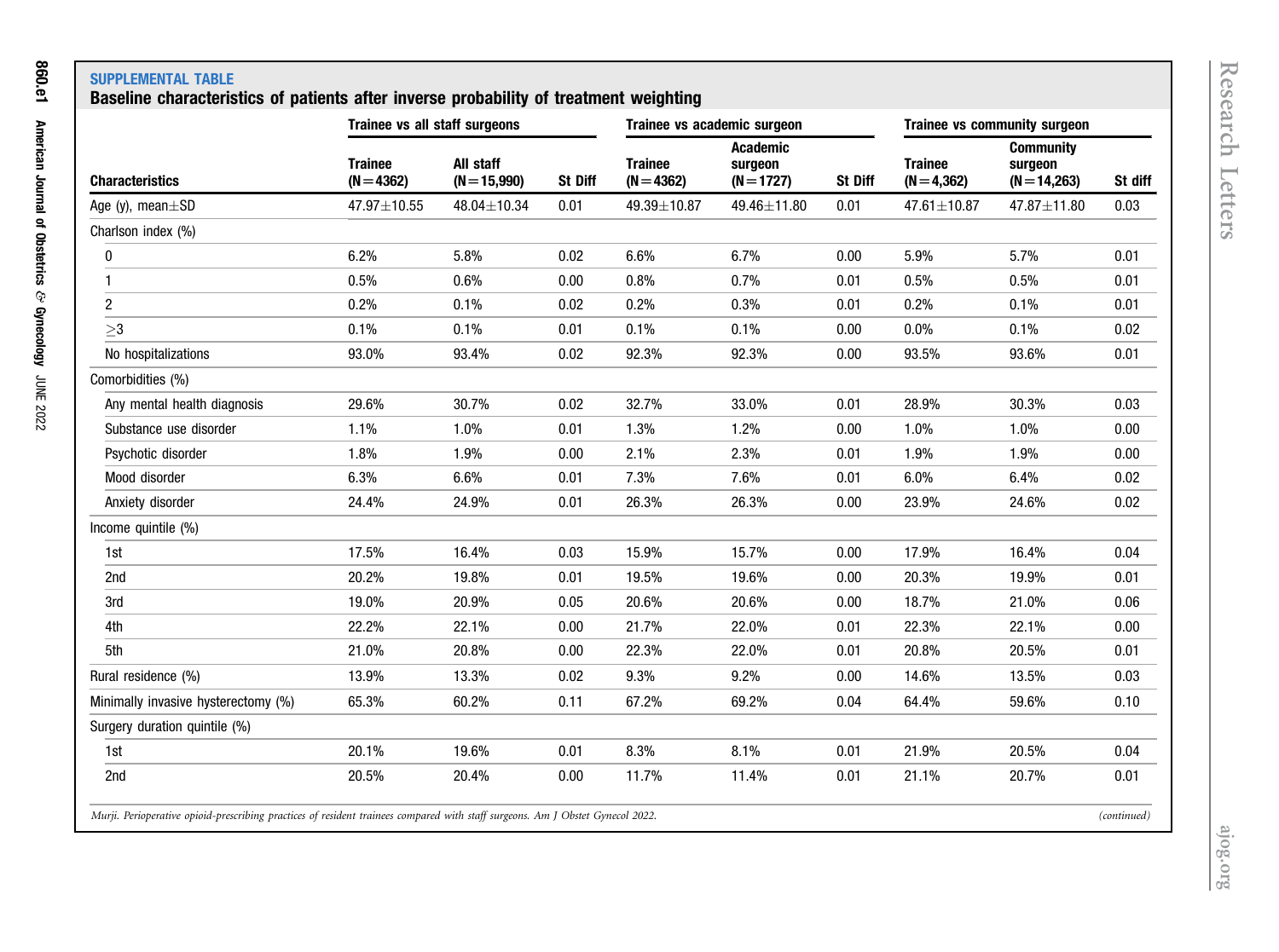**SUPPLEMENTAL TABLE**

**Baseline characteristics of patients after inverse probability of treatment weighting**

| | Trainee vs all staff surgeons | | | Trainee vs academic surgeon | | | Trainee vs community surgeon | | |
|---|---|---|---|---|---|---|---|---|---|
| **Characteristics** | **Trainee (N=4362)** | **All staff (N=15,990)** | **St Diff** | **Trainee (N=4362)** | **Academic surgeon (N=1727)** | **St Diff** | **Trainee (N=4,362)** | **Community surgeon (N=14,263)** | **St diff** |
| Age (y), mean±SD | 47.97±10.55 | 48.04±10.34 | 0.01 | 49.39±10.87 | 49.46±11.80 | 0.01 | 47.61±10.87 | 47.87±11.80 | 0.03 |
| Charlson index (%) | | | | | | | | | |
| 0 | 6.2% | 5.8% | 0.02 | 6.6% | 6.7% | 0.00 | 5.9% | 5.7% | 0.01 |
| 1 | 0.5% | 0.6% | 0.00 | 0.8% | 0.7% | 0.01 | 0.5% | 0.5% | 0.01 |
| 2 | 0.2% | 0.1% | 0.02 | 0.2% | 0.3% | 0.01 | 0.2% | 0.1% | 0.01 |
| ≥3 | 0.1% | 0.1% | 0.01 | 0.1% | 0.1% | 0.00 | 0.0% | 0.1% | 0.02 |
| No hospitalizations | 93.0% | 93.4% | 0.02 | 92.3% | 92.3% | 0.00 | 93.5% | 93.6% | 0.01 |
| Comorbidities (%) | | | | | | | | | |
| Any mental health diagnosis | 29.6% | 30.7% | 0.02 | 32.7% | 33.0% | 0.01 | 28.9% | 30.3% | 0.03 |
| Substance use disorder | 1.1% | 1.0% | 0.01 | 1.3% | 1.2% | 0.00 | 1.0% | 1.0% | 0.00 |
| Psychotic disorder | 1.8% | 1.9% | 0.00 | 2.1% | 2.3% | 0.01 | 1.9% | 1.9% | 0.00 |
| Mood disorder | 6.3% | 6.6% | 0.01 | 7.3% | 7.6% | 0.01 | 6.0% | 6.4% | 0.02 |
| Anxiety disorder | 24.4% | 24.9% | 0.01 | 26.3% | 26.3% | 0.00 | 23.9% | 24.6% | 0.02 |
| Income quintile (%) | | | | | | | | | |
| 1st | 17.5% | 16.4% | 0.03 | 15.9% | 15.7% | 0.00 | 17.9% | 16.4% | 0.04 |
| 2nd | 20.2% | 19.8% | 0.01 | 19.5% | 19.6% | 0.00 | 20.3% | 19.9% | 0.01 |
| 3rd | 19.0% | 20.9% | 0.05 | 20.6% | 20.6% | 0.00 | 18.7% | 21.0% | 0.06 |
| 4th | 22.2% | 22.1% | 0.00 | 21.7% | 22.0% | 0.01 | 22.3% | 22.1% | 0.00 |
| 5th | 21.0% | 20.8% | 0.00 | 22.3% | 22.0% | 0.01 | 20.8% | 20.5% | 0.01 |
| Rural residence (%) | 13.9% | 13.3% | 0.02 | 9.3% | 9.2% | 0.00 | 14.6% | 13.5% | 0.03 |
| Minimally invasive hysterectomy (%) | 65.3% | 60.2% | 0.11 | 67.2% | 69.2% | 0.04 | 64.4% | 59.6% | 0.10 |
| Surgery duration quintile (%) | | | | | | | | | |
| 1st | 20.1% | 19.6% | 0.01 | 8.3% | 8.1% | 0.01 | 21.9% | 20.5% | 0.04 |
| 2nd | 20.5% | 20.4% | 0.00 | 11.7% | 11.4% | 0.01 | 21.1% | 20.7% | 0.01 |

*Murji. Perioperative opioid-prescribing practices of resident trainees compared with staff surgeons. Am J Obstet Gynecol 2022.* *(continued)*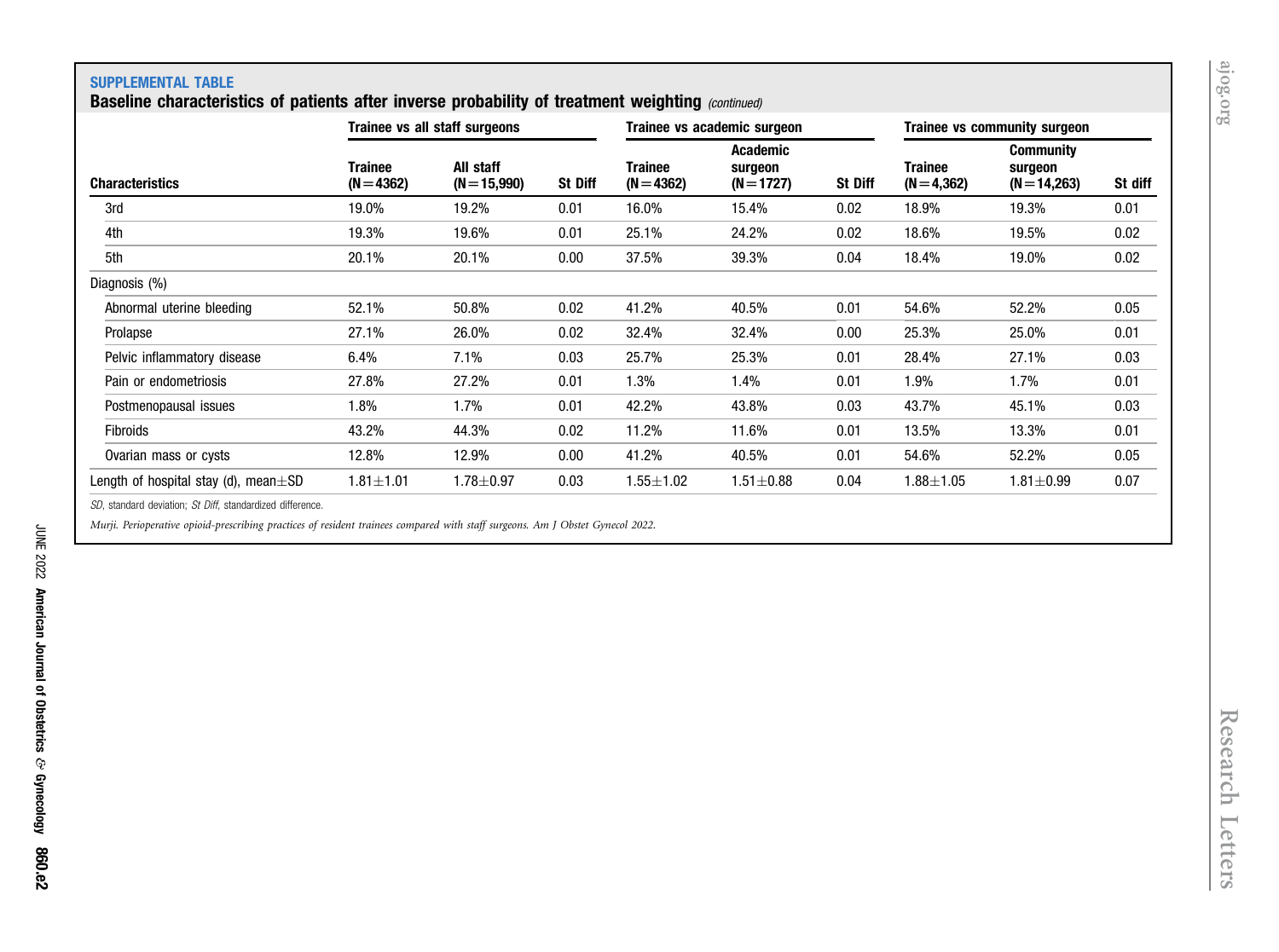**SUPPLEMENTAL TABLE**

**Baseline characteristics of patients after inverse probability of treatment weighting** *(continued)*

| Characteristics | Trainee vs all staff surgeons | | | Trainee vs academic surgeon | | | Trainee vs community surgeon | | |
|---|---|---|---|---|---|---|---|---|---|
| | Trainee (N=4362) | All staff (N=15,990) | St Diff | Trainee (N=4362) | Academic surgeon (N=1727) | St Diff | Trainee (N=4,362) | Community surgeon (N=14,263) | St diff |
| 3rd | 19.0% | 19.2% | 0.01 | 16.0% | 15.4% | 0.02 | 18.9% | 19.3% | 0.01 |
| 4th | 19.3% | 19.6% | 0.01 | 25.1% | 24.2% | 0.02 | 18.6% | 19.5% | 0.02 |
| 5th | 20.1% | 20.1% | 0.00 | 37.5% | 39.3% | 0.04 | 18.4% | 19.0% | 0.02 |
| Diagnosis (%) | | | | | | | | | |
| Abnormal uterine bleeding | 52.1% | 50.8% | 0.02 | 41.2% | 40.5% | 0.01 | 54.6% | 52.2% | 0.05 |
| Prolapse | 27.1% | 26.0% | 0.02 | 32.4% | 32.4% | 0.00 | 25.3% | 25.0% | 0.01 |
| Pelvic inflammatory disease | 6.4% | 7.1% | 0.03 | 25.7% | 25.3% | 0.01 | 28.4% | 27.1% | 0.03 |
| Pain or endometriosis | 27.8% | 27.2% | 0.01 | 1.3% | 1.4% | 0.01 | 1.9% | 1.7% | 0.01 |
| Postmenopausal issues | 1.8% | 1.7% | 0.01 | 42.2% | 43.8% | 0.03 | 43.7% | 45.1% | 0.03 |
| Fibroids | 43.2% | 44.3% | 0.02 | 11.2% | 11.6% | 0.01 | 13.5% | 13.3% | 0.01 |
| Ovarian mass or cysts | 12.8% | 12.9% | 0.00 | 41.2% | 40.5% | 0.01 | 54.6% | 52.2% | 0.05 |
| Length of hospital stay (d), mean±SD | 1.81±1.01 | 1.78±0.97 | 0.03 | 1.55±1.02 | 1.51±0.88 | 0.04 | 1.88±1.05 | 1.81±0.99 | 0.07 |

*SD*, standard deviation; *St Diff*, standardized difference.

*Murji. Perioperative opioid-prescribing practices of resident trainees compared with staff surgeons. Am J Obstet Gynecol 2022.*